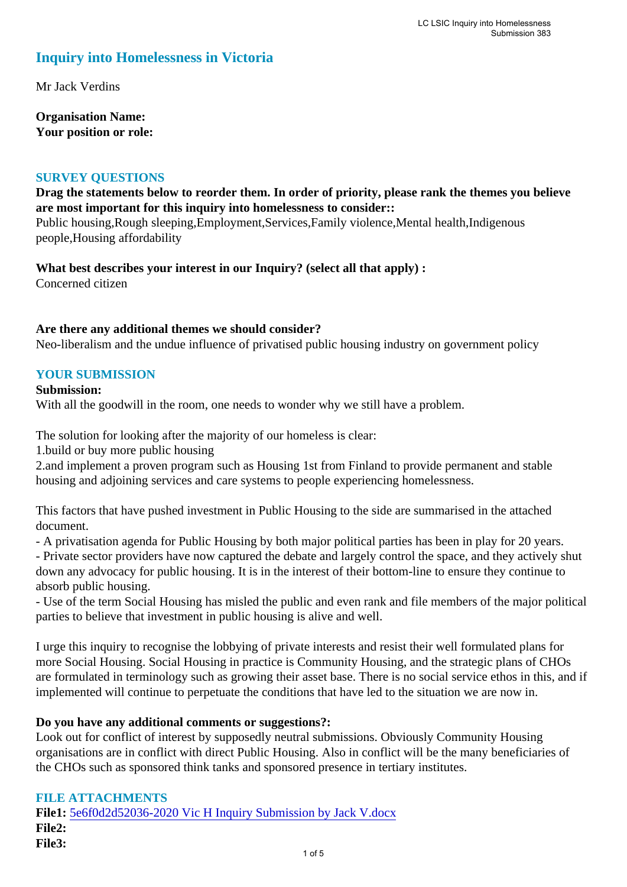# Inquiry into Homelessness in Victoria

Mr Jack Verdins

**Organisation Name:**
**Your position or role:**

## SURVEY QUESTIONS

**Drag the statements below to reorder them. In order of priority, please rank the themes you believe are most important for this inquiry into homelessness to consider::**
Public housing,Rough sleeping,Employment,Services,Family violence,Mental health,Indigenous people,Housing affordability

**What best describes your interest in our Inquiry? (select all that apply) :**
Concerned citizen

**Are there any additional themes we should consider?**
Neo-liberalism and the undue influence of privatised public housing industry on government policy

## YOUR SUBMISSION

**Submission:**
With all the goodwill in the room, one needs to wonder why we still have a problem.

The solution for looking after the majority of our homeless is clear:
1.build or buy more public housing
2.and implement a proven program such as Housing 1st from Finland to provide permanent and stable housing and adjoining services and care systems to people experiencing homelessness.

This factors that have pushed investment in Public Housing to the side are summarised in the attached document.
- A privatisation agenda for Public Housing by both major political parties has been in play for 20 years.
- Private sector providers have now captured the debate and largely control the space, and they actively shut down any advocacy for public housing. It is in the interest of their bottom-line to ensure they continue to absorb public housing.
- Use of the term Social Housing has misled the public and even rank and file members of the major political parties to believe that investment in public housing is alive and well.

I urge this inquiry to recognise the lobbying of private interests and resist their well formulated plans for more Social Housing. Social Housing in practice is Community Housing, and the strategic plans of CHOs are formulated in terminology such as growing their asset base. There is no social service ethos in this, and if implemented will continue to perpetuate the conditions that have led to the situation we are now in.

**Do you have any additional comments or suggestions?:**
Look out for conflict of interest by supposedly neutral submissions. Obviously Community Housing organisations are in conflict with direct Public Housing. Also in conflict will be the many beneficiaries of the CHOs such as sponsored think tanks and sponsored presence in tertiary institutes.

## FILE ATTACHMENTS

**File1:** 5e6f0d2d52036-2020 Vic H Inquiry Submission by Jack V.docx
**File2:**
**File3:**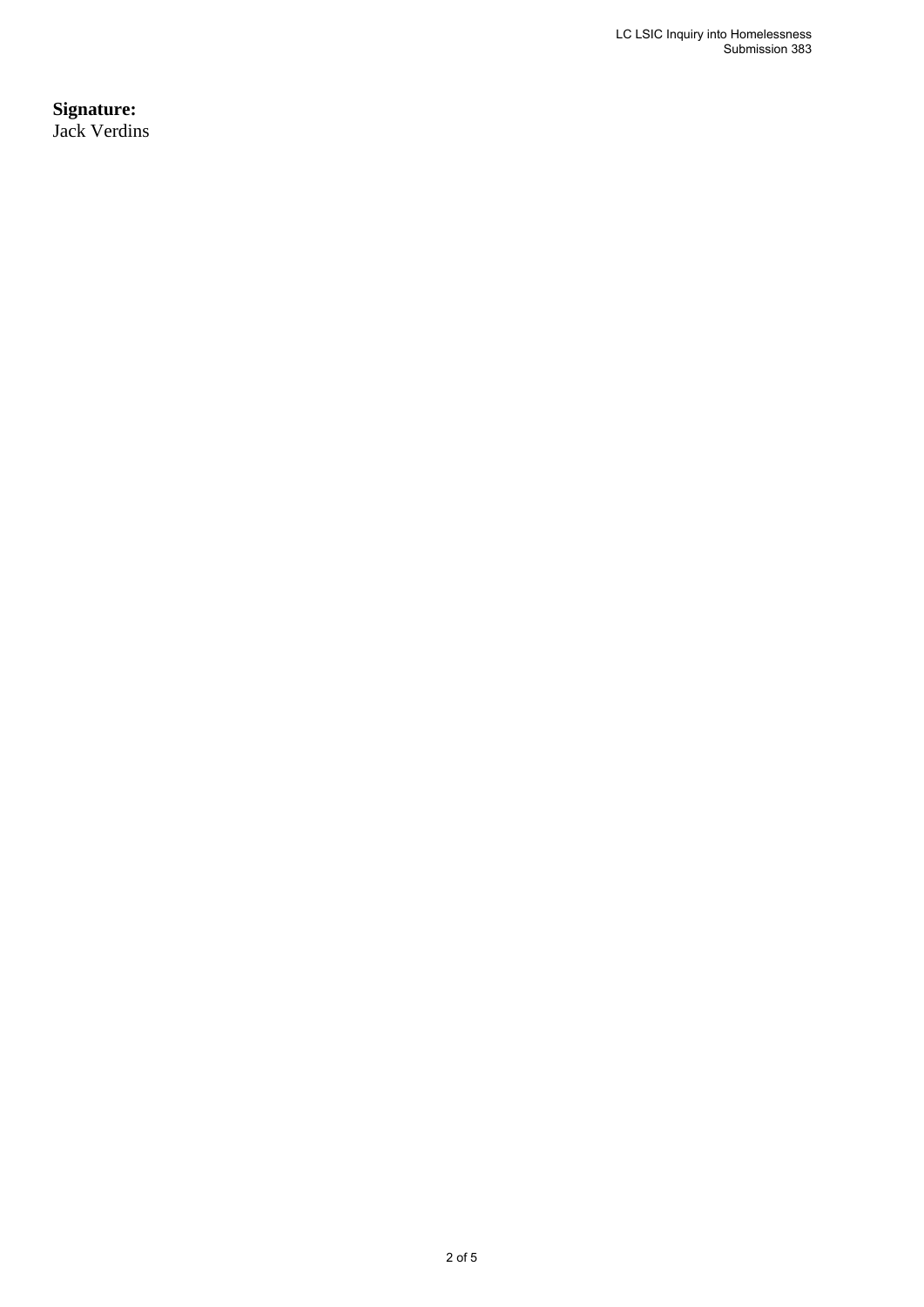**Signature:**
Jack Verdins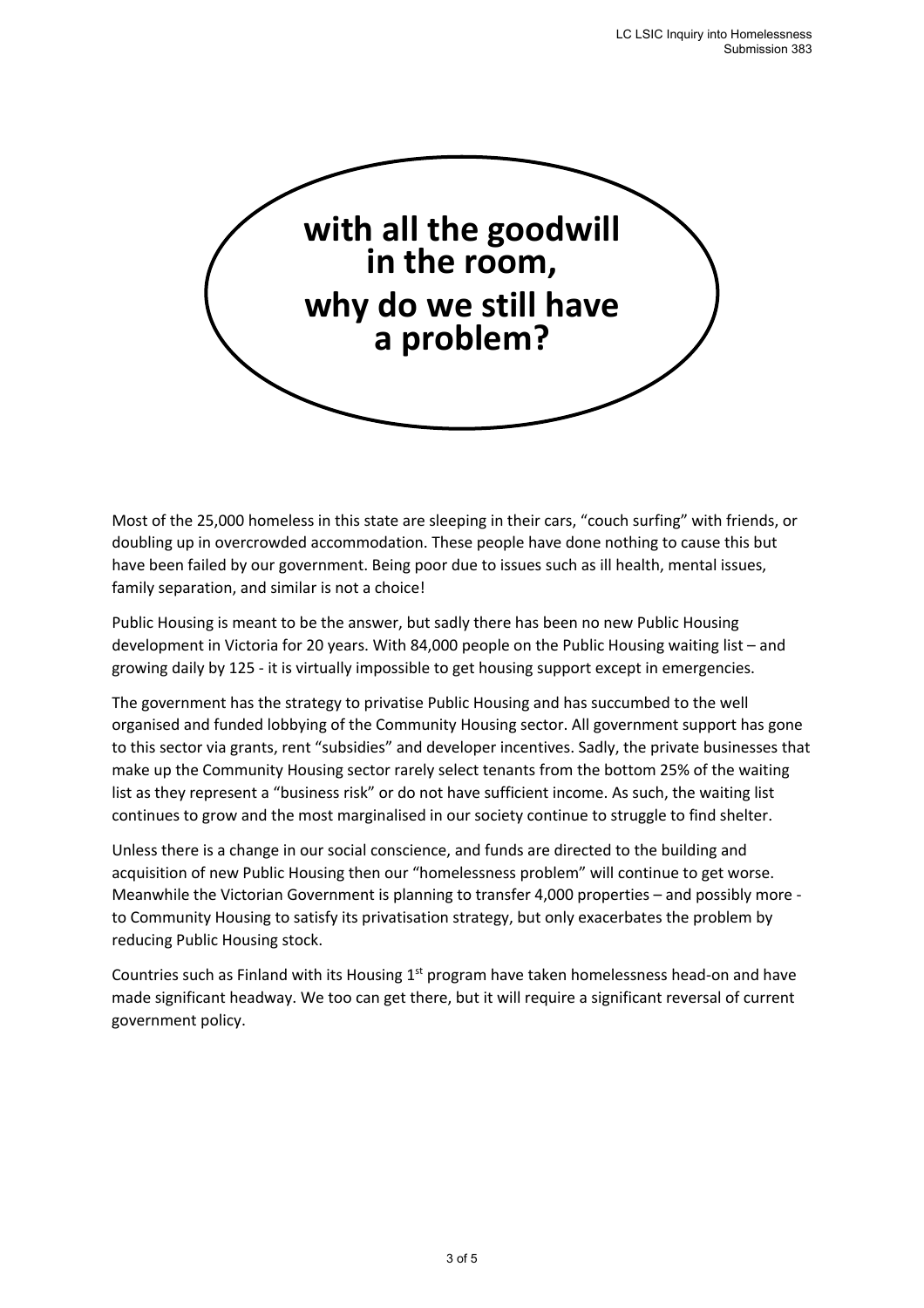# with all the goodwill in the room, why do we still have a problem?

Most of the 25,000 homeless in this state are sleeping in their cars, "couch surfing" with friends, or doubling up in overcrowded accommodation. These people have done nothing to cause this but have been failed by our government. Being poor due to issues such as ill health, mental issues, family separation, and similar is not a choice!

Public Housing is meant to be the answer, but sadly there has been no new Public Housing development in Victoria for 20 years. With 84,000 people on the Public Housing waiting list – and growing daily by 125 - it is virtually impossible to get housing support except in emergencies.

The government has the strategy to privatise Public Housing and has succumbed to the well organised and funded lobbying of the Community Housing sector. All government support has gone to this sector via grants, rent "subsidies" and developer incentives. Sadly, the private businesses that make up the Community Housing sector rarely select tenants from the bottom 25% of the waiting list as they represent a "business risk" or do not have sufficient income. As such, the waiting list continues to grow and the most marginalised in our society continue to struggle to find shelter.

Unless there is a change in our social conscience, and funds are directed to the building and acquisition of new Public Housing then our "homelessness problem" will continue to get worse. Meanwhile the Victorian Government is planning to transfer 4,000 properties – and possibly more - to Community Housing to satisfy its privatisation strategy, but only exacerbates the problem by reducing Public Housing stock.

Countries such as Finland with its Housing 1st program have taken homelessness head-on and have made significant headway. We too can get there, but it will require a significant reversal of current government policy.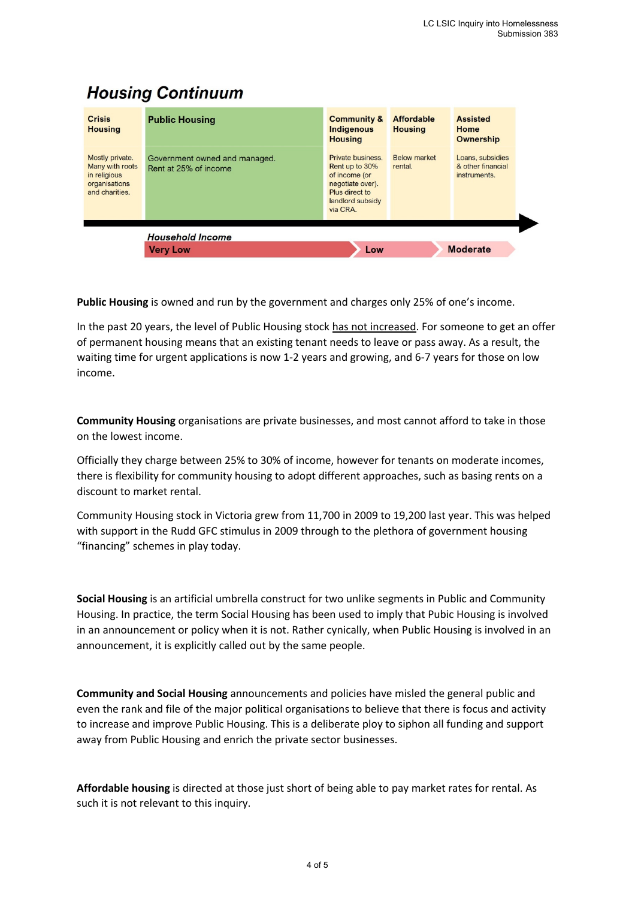## Housing Continuum

| Crisis Housing | Public Housing | Community & Indigenous Housing | Affordable Housing | Assisted Home Ownership |
|---|---|---|---|---|
| Mostly private. Many with roots in religious organisations and charities. | Government owned and managed. Rent at 25% of income | Private business. Rent up to 30% of income (or negotiate over). Plus direct to landlord subsidy via CRA. | Below market rental. | Loans, subsidies & other financial instruments. |

*Household Income*: Very Low → Low → Moderate

**Public Housing** is owned and run by the government and charges only 25% of one's income.

In the past 20 years, the level of Public Housing stock has not increased. For someone to get an offer of permanent housing means that an existing tenant needs to leave or pass away. As a result, the waiting time for urgent applications is now 1-2 years and growing, and 6-7 years for those on low income.

**Community Housing** organisations are private businesses, and most cannot afford to take in those on the lowest income.

Officially they charge between 25% to 30% of income, however for tenants on moderate incomes, there is flexibility for community housing to adopt different approaches, such as basing rents on a discount to market rental.

Community Housing stock in Victoria grew from 11,700 in 2009 to 19,200 last year. This was helped with support in the Rudd GFC stimulus in 2009 through to the plethora of government housing "financing" schemes in play today.

**Social Housing** is an artificial umbrella construct for two unlike segments in Public and Community Housing. In practice, the term Social Housing has been used to imply that Pubic Housing is involved in an announcement or policy when it is not. Rather cynically, when Public Housing is involved in an announcement, it is explicitly called out by the same people.

**Community and Social Housing** announcements and policies have misled the general public and even the rank and file of the major political organisations to believe that there is focus and activity to increase and improve Public Housing. This is a deliberate ploy to siphon all funding and support away from Public Housing and enrich the private sector businesses.

**Affordable housing** is directed at those just short of being able to pay market rates for rental. As such it is not relevant to this inquiry.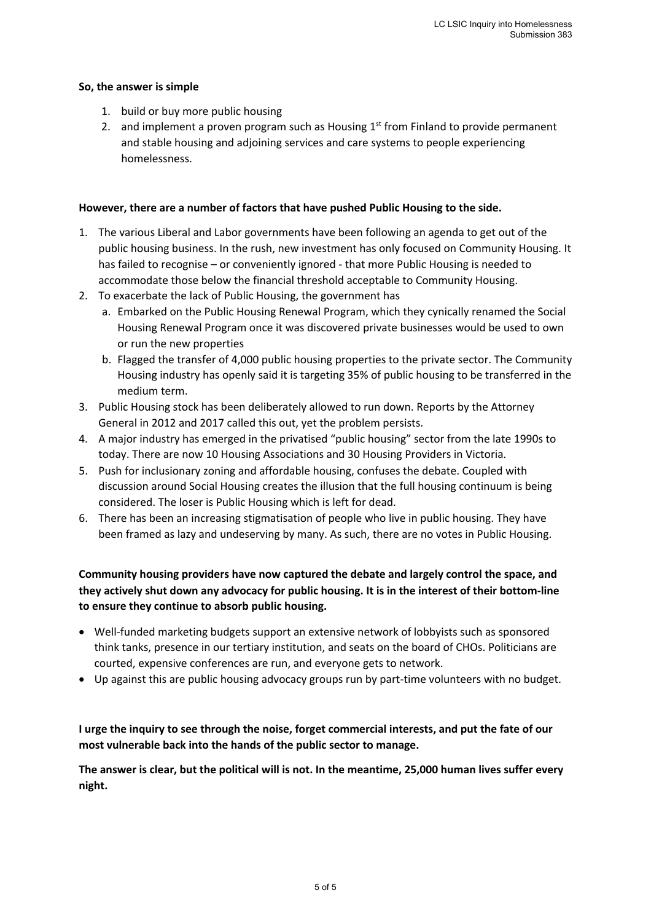**So, the answer is simple**

1. build or buy more public housing
2. and implement a proven program such as Housing 1st from Finland to provide permanent and stable housing and adjoining services and care systems to people experiencing homelessness.

**However, there are a number of factors that have pushed Public Housing to the side.**

1. The various Liberal and Labor governments have been following an agenda to get out of the public housing business. In the rush, new investment has only focused on Community Housing. It has failed to recognise – or conveniently ignored - that more Public Housing is needed to accommodate those below the financial threshold acceptable to Community Housing.
2. To exacerbate the lack of Public Housing, the government has
   a. Embarked on the Public Housing Renewal Program, which they cynically renamed the Social Housing Renewal Program once it was discovered private businesses would be used to own or run the new properties
   b. Flagged the transfer of 4,000 public housing properties to the private sector. The Community Housing industry has openly said it is targeting 35% of public housing to be transferred in the medium term.
3. Public Housing stock has been deliberately allowed to run down. Reports by the Attorney General in 2012 and 2017 called this out, yet the problem persists.
4. A major industry has emerged in the privatised "public housing" sector from the late 1990s to today. There are now 10 Housing Associations and 30 Housing Providers in Victoria.
5. Push for inclusionary zoning and affordable housing, confuses the debate. Coupled with discussion around Social Housing creates the illusion that the full housing continuum is being considered. The loser is Public Housing which is left for dead.
6. There has been an increasing stigmatisation of people who live in public housing. They have been framed as lazy and undeserving by many. As such, there are no votes in Public Housing.

**Community housing providers have now captured the debate and largely control the space, and they actively shut down any advocacy for public housing. It is in the interest of their bottom-line to ensure they continue to absorb public housing.**

- Well-funded marketing budgets support an extensive network of lobbyists such as sponsored think tanks, presence in our tertiary institution, and seats on the board of CHOs. Politicians are courted, expensive conferences are run, and everyone gets to network.
- Up against this are public housing advocacy groups run by part-time volunteers with no budget.

**I urge the inquiry to see through the noise, forget commercial interests, and put the fate of our most vulnerable back into the hands of the public sector to manage.**

**The answer is clear, but the political will is not. In the meantime, 25,000 human lives suffer every night.**